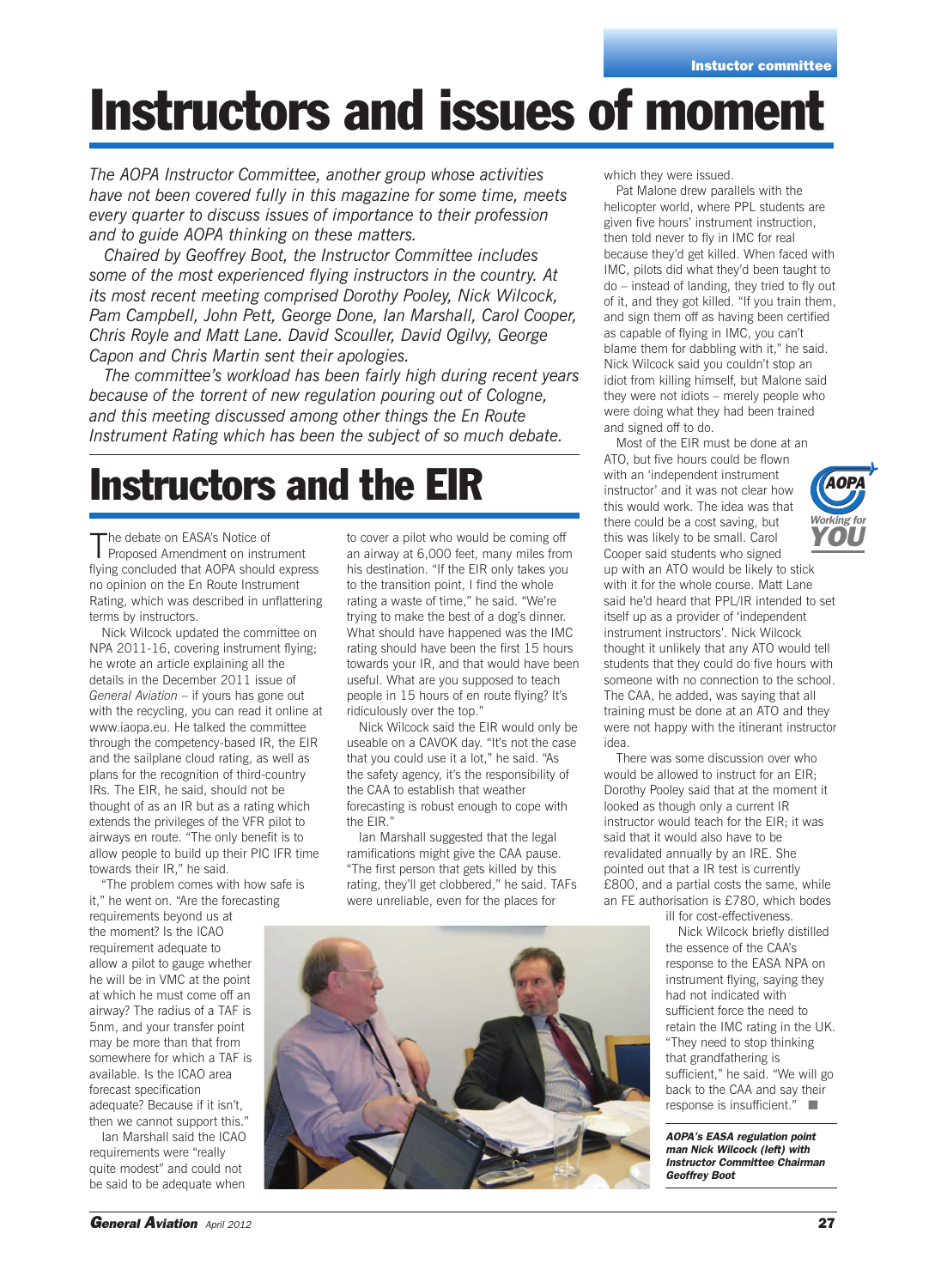# Instructors and issues of moment

*The AOPA Instructor Committee, another group whose activities have not been covered fully in this magazine for some time, meets every quarter to discuss issues of importance to their profession and to guide AOPA thinking on these matters.*

*Chaired by Geoffrey Boot, the Instructor Committee includes some of the most experienced flying instructors in the country. At its most recent meeting comprised Dorothy Pooley, Nick Wilcock, Pam Campbell, John Pett, George Done, Ian Marshall, Carol Cooper, Chris Royle and Matt Lane. David Scouller, David Ogilvy, George Capon and Chris Martin sent their apologies.*

*The committee's workload has been fairly high during recent years because of the torrent of new regulation pouring out of Cologne, and this meeting discussed among other things the En Route Instrument Rating which has been the subject of so much debate.*

## Instructors and the EIR

The debate on EASA's Notice of Proposed Amendment on instrument flying concluded that AOPA should express no opinion on the En Route Instrument Rating, which was described in unflattering terms by instructors.

Nick Wilcock updated the committee on NPA 2011-16, covering instrument flying; he wrote an article explaining all the details in the December 2011 issue of *General Aviation* – if yours has gone out with the recycling, you can read it online at www.iaopa.eu. He talked the committee through the competency-based IR, the EIR and the sailplane cloud rating, as well as plans for the recognition of third-country IRs. The EIR, he said, should not be thought of as an IR but as a rating which extends the privileges of the VFR pilot to airways en route. "The only benefit is to allow people to build up their PIC IFR time towards their IR," he said.

"The problem comes with how safe is it," he went on. "Are the forecasting requirements beyond us at the moment? Is the ICAO requirement adequate to allow a pilot to gauge whether he will be in VMC at the point at which he must come off an airway? The radius of a TAF is 5nm, and your transfer point may be more than that from somewhere for which a TAF is available. Is the ICAO area forecast specification adequate? Because if it isn't, then we cannot support this."

Ian Marshall said the ICAO requirements were "really quite modest" and could not be said to be adequate when to cover a pilot who would be coming off an airway at 6,000 feet, many miles from his destination. "If the EIR only takes you to the transition point, I find the whole rating a waste of time," he said. "We're trying to make the best of a dog's dinner. What should have happened was the IMC rating should have been the first 15 hours towards your IR, and that would have been useful. What are you supposed to teach people in 15 hours of en route flying? It's ridiculously over the top."

Nick Wilcock said the EIR would only be useable on a CAVOK day. "It's not the case that you could use it a lot," he said. "As the safety agency, it's the responsibility of the CAA to establish that weather forecasting is robust enough to cope with the EIR."

Ian Marshall suggested that the legal ramifications might give the CAA pause. "The first person that gets killed by this rating, they'll get clobbered," he said. TAFs were unreliable, even for the places for which they were issued.

Pat Malone drew parallels with the helicopter world, where PPL students are given five hours' instrument instruction, then told never to fly in IMC for real because they'd get killed. When faced with IMC, pilots did what they'd been taught to do – instead of landing, they tried to fly out of it, and they got killed. "If you train them, and sign them off as having been certified as capable of flying in IMC, you can't blame them for dabbling with it," he said. Nick Wilcock said you couldn't stop an idiot from killing himself, but Malone said they were not idiots – merely people who were doing what they had been trained and signed off to do.

Most of the EIR must be done at an ATO, but five hours could be flown with an 'independent instrument instructor' and it was not clear how this would work. The idea was that there could be a cost saving, but this was likely to be small. Carol Cooper said students who signed up with an ATO would be likely to stick with it for the whole course. Matt Lane said he'd heard that PPL/IR intended to set itself up as a provider of 'independent instrument instructors'. Nick Wilcock thought it unlikely that any ATO would tell students that they could do five hours with someone with no connection to the school. The CAA, he added, was saying that all training must be done at an ATO and they were not happy with the itinerant instructor idea.

There was some discussion over who would be allowed to instruct for an EIR; Dorothy Pooley said that at the moment it looked as though only a current IR instructor would teach for the EIR; it was said that it would also have to be revalidated annually by an IRE. She pointed out that a IR test is currently £800, and a partial costs the same, while an FE authorisation is £780, which bodes ill for cost-effectiveness.

Nick Wilcock briefly distilled the essence of the CAA's response to the EASA NPA on instrument flying, saying they had not indicated with sufficient force the need to retain the IMC rating in the UK. "They need to stop thinking that grandfathering is sufficient," he said. "We will go back to the CAA and say their response is insufficient." ■

***AOPA's EASA regulation point man Nick Wilcock (left) with Instructor Committee Chairman Geoffrey Boot***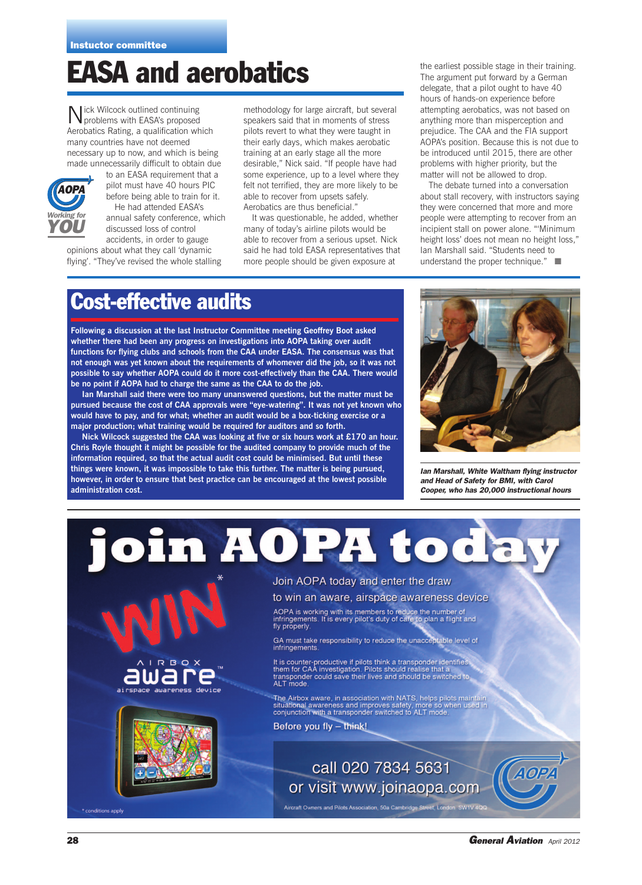Instuctor committee

# EASA and aerobatics

Nick Wilcock outlined continuing problems with EASA's proposed Aerobatics Rating, a qualification which many countries have not deemed necessary up to now, and which is being made unnecessarily difficult to obtain due to an EASA requirement that a pilot must have 40 hours PIC before being able to train for it.

He had attended EASA's annual safety conference, which discussed loss of control accidents, in order to gauge opinions about what they call 'dynamic flying'. "They've revised the whole stalling methodology for large aircraft, but several speakers said that in moments of stress pilots revert to what they were taught in their early days, which makes aerobatic training at an early stage all the more desirable," Nick said. "If people have had some experience, up to a level where they felt not terrified, they are more likely to be able to recover from upsets safely. Aerobatics are thus beneficial."

It was questionable, he added, whether many of today's airline pilots would be able to recover from a serious upset. Nick said he had told EASA representatives that more people should be given exposure at the earliest possible stage in their training. The argument put forward by a German delegate, that a pilot ought to have 40 hours of hands-on experience before attempting aerobatics, was not based on anything more than misperception and prejudice. The CAA and the FIA support AOPA's position. Because this is not due to be introduced until 2015, there are other problems with higher priority, but the matter will not be allowed to drop.

The debate turned into a conversation about stall recovery, with instructors saying they were concerned that more and more people were attempting to recover from an incipient stall on power alone. "'Minimum height loss' does not mean no height loss," Ian Marshall said. "Students need to understand the proper technique."

## Cost-effective audits

**Following a discussion at the last Instructor Committee meeting Geoffrey Boot asked whether there had been any progress on investigations into AOPA taking over audit functions for flying clubs and schools from the CAA under EASA. The consensus was that not enough was yet known about the requirements of whomever did the job, so it was not possible to say whether AOPA could do it more cost-effectively than the CAA. There would be no point if AOPA had to charge the same as the CAA to do the job.**

**Ian Marshall said there were too many unanswered questions, but the matter must be pursued because the cost of CAA approvals were "eye-watering". It was not yet known who would have to pay, and for what; whether an audit would be a box-ticking exercise or a major production; what training would be required for auditors and so forth.**

**Nick Wilcock suggested the CAA was looking at five or six hours work at £170 an hour. Chris Royle thought it might be possible for the audited company to provide much of the information required, so that the actual audit cost could be minimised. But until these things were known, it was impossible to take this further. The matter is being pursued, however, in order to ensure that best practice can be encouraged at the lowest possible administration cost.**

***Ian Marshall, White Waltham flying instructor and Head of Safety for BMI, with Carol Cooper, who has 20,000 instructional hours***

# join AOPA today

WIN*

AIRBOX aware™ airspace awareness device

Join AOPA today and enter the draw to win an aware, airspace awareness device

AOPA is working with its members to reduce the number of infringements. It is every pilot's duty of care to plan a flight and fly properly.

GA must take responsibility to reduce the unacceptable level of infringements.

It is counter-productive if pilots think a transponder identifies them for CAA investigation. Pilots should realise that a transponder could save their lives and should be switched to ALT mode.

The Airbox aware, in association with NATS, helps pilots maintain situational awareness and improves safety, more so when used in conjunction with a transponder switched to ALT mode.

Before you fly – think!

call 020 7834 5631
or visit www.joinaopa.com

Aircraft Owners and Pilots Association, 50a Cambridge Street, London, SW1V 4QQ

* conditions apply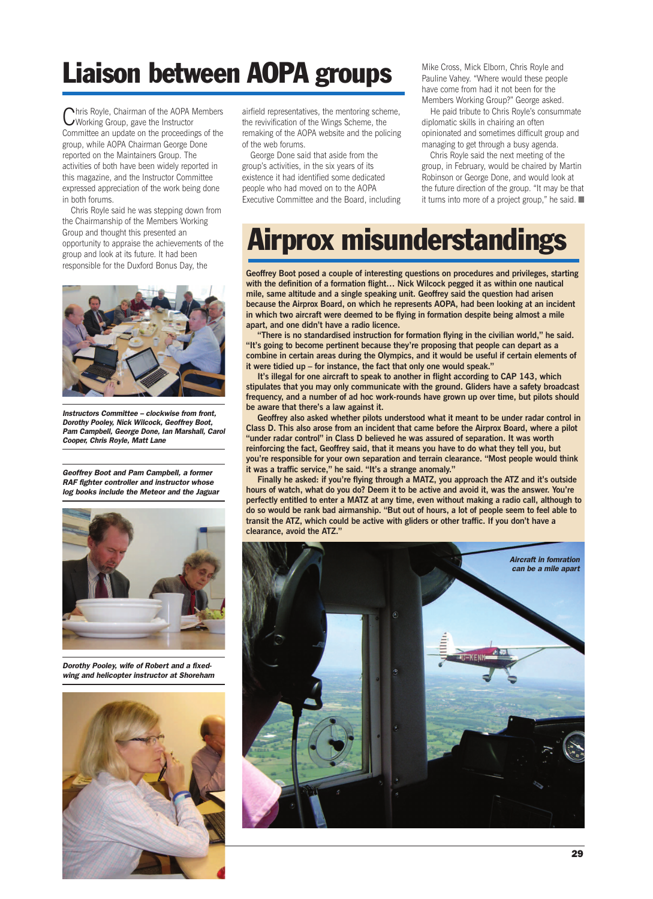# Liaison between AOPA groups

Chris Royle, Chairman of the AOPA Members Working Group, gave the Instructor Committee an update on the proceedings of the group, while AOPA Chairman George Done reported on the Maintainers Group. The activities of both have been widely reported in this magazine, and the Instructor Committee expressed appreciation of the work being done in both forums.

Chris Royle said he was stepping down from the Chairmanship of the Members Working Group and thought this presented an opportunity to appraise the achievements of the group and look at its future. It had been responsible for the Duxford Bonus Day, the airfield representatives, the mentoring scheme, the revivification of the Wings Scheme, the remaking of the AOPA website and the policing of the web forums.

George Done said that aside from the group's activities, in the six years of its existence it had identified some dedicated people who had moved on to the AOPA Executive Committee and the Board, including Mike Cross, Mick Elborn, Chris Royle and Pauline Vahey. "Where would these people have come from had it not been for the Members Working Group?" George asked.

He paid tribute to Chris Royle's consummate diplomatic skills in chairing an often opinionated and sometimes difficult group and managing to get through a busy agenda.

Chris Royle said the next meeting of the group, in February, would be chaired by Martin Robinson or George Done, and would look at the future direction of the group. "It may be that it turns into more of a project group," he said. ■

*Instructors Committee – clockwise from front, Dorothy Pooley, Nick Wilcock, Geoffrey Boot, Pam Campbell, George Done, Ian Marshall, Carol Cooper, Chris Royle, Matt Lane*

*Geoffrey Boot and Pam Campbell, a former RAF fighter controller and instructor whose log books include the Meteor and the Jaguar*

*Dorothy Pooley, wife of Robert and a fixed-wing and helicopter instructor at Shoreham*

# Airprox misunderstandings

**Geoffrey Boot posed a couple of interesting questions on procedures and privileges, starting with the definition of a formation flight… Nick Wilcock pegged it as within one nautical mile, same altitude and a single speaking unit. Geoffrey said the question had arisen because the Airprox Board, on which he represents AOPA, had been looking at an incident in which two aircraft were deemed to be flying in formation despite being almost a mile apart, and one didn't have a radio licence.**

**"There is no standardised instruction for formation flying in the civilian world," he said. "It's going to become pertinent because they're proposing that people can depart as a combine in certain areas during the Olympics, and it would be useful if certain elements of it were tidied up – for instance, the fact that only one would speak."**

**It's illegal for one aircraft to speak to another in flight according to CAP 143, which stipulates that you may only communicate with the ground. Gliders have a safety broadcast frequency, and a number of ad hoc work-rounds have grown up over time, but pilots should be aware that there's a law against it.**

**Geoffrey also asked whether pilots understood what it meant to be under radar control in Class D. This also arose from an incident that came before the Airprox Board, where a pilot "under radar control" in Class D believed he was assured of separation. It was worth reinforcing the fact, Geoffrey said, that it means you have to do what they tell you, but you're responsible for your own separation and terrain clearance. "Most people would think it was a traffic service," he said. "It's a strange anomaly."**

**Finally he asked: if you're flying through a MATZ, you approach the ATZ and it's outside hours of watch, what do you do? Deem it to be active and avoid it, was the answer. You're perfectly entitled to enter a MATZ at any time, even without making a radio call, although to do so would be rank bad airmanship. "But out of hours, a lot of people seem to feel able to transit the ATZ, which could be active with gliders or other traffic. If you don't have a clearance, avoid the ATZ."**

*Aircraft in fomration can be a mile apart*